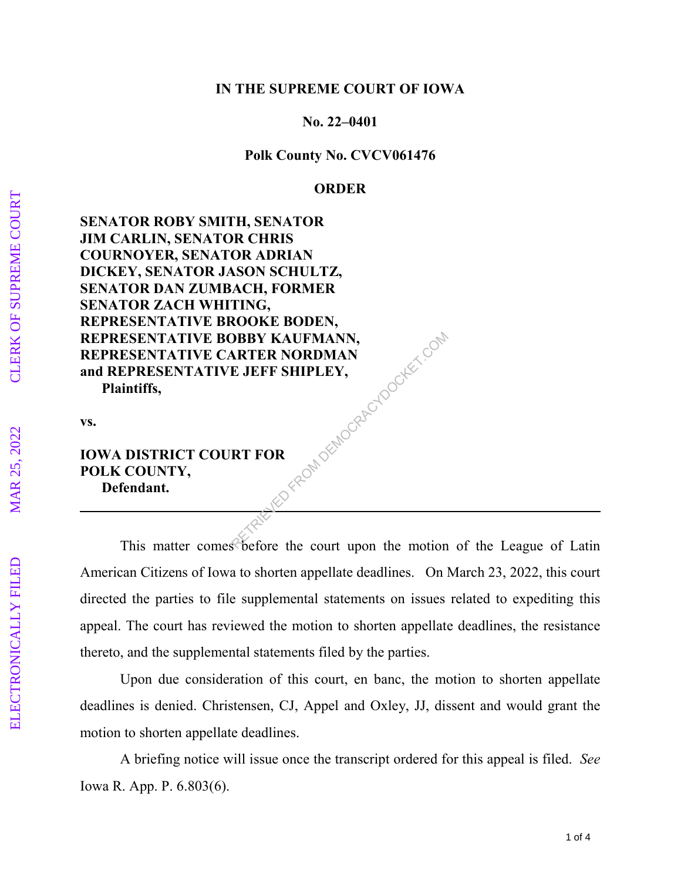**IN THE SUPREME COURT OF IOWA**

**No. 22–0401**

**Polk County No. CVCV061476**

**ORDER**

**SENATOR ROBY SMITH, SENATOR JIM CARLIN, SENATOR CHRIS COURNOYER, SENATOR ADRIAN DICKEY, SENATOR JASON SCHULTZ, SENATOR DAN ZUMBACH, FORMER SENATOR ZACH WHITING, REPRESENTATIVE BROOKE BODEN, REPRESENTATIVE BOBBY KAUFMANN, REPRESENTATIVE CARTER NORDMAN and REPRESENTATIVE JEFF SHIPLEY,**
**Plaintiffs,**

**vs.**

**IOWA DISTRICT COURT FOR POLK COUNTY,**
**Defendant.**

---

This matter comes before the court upon the motion of the League of Latin American Citizens of Iowa to shorten appellate deadlines. On March 23, 2022, this court directed the parties to file supplemental statements on issues related to expediting this appeal. The court has reviewed the motion to shorten appellate deadlines, the resistance thereto, and the supplemental statements filed by the parties.

Upon due consideration of this court, en banc, the motion to shorten appellate deadlines is denied. Christensen, CJ, Appel and Oxley, JJ, dissent and would grant the motion to shorten appellate deadlines.

A briefing notice will issue once the transcript ordered for this appeal is filed. *See* Iowa R. App. P. 6.803(6).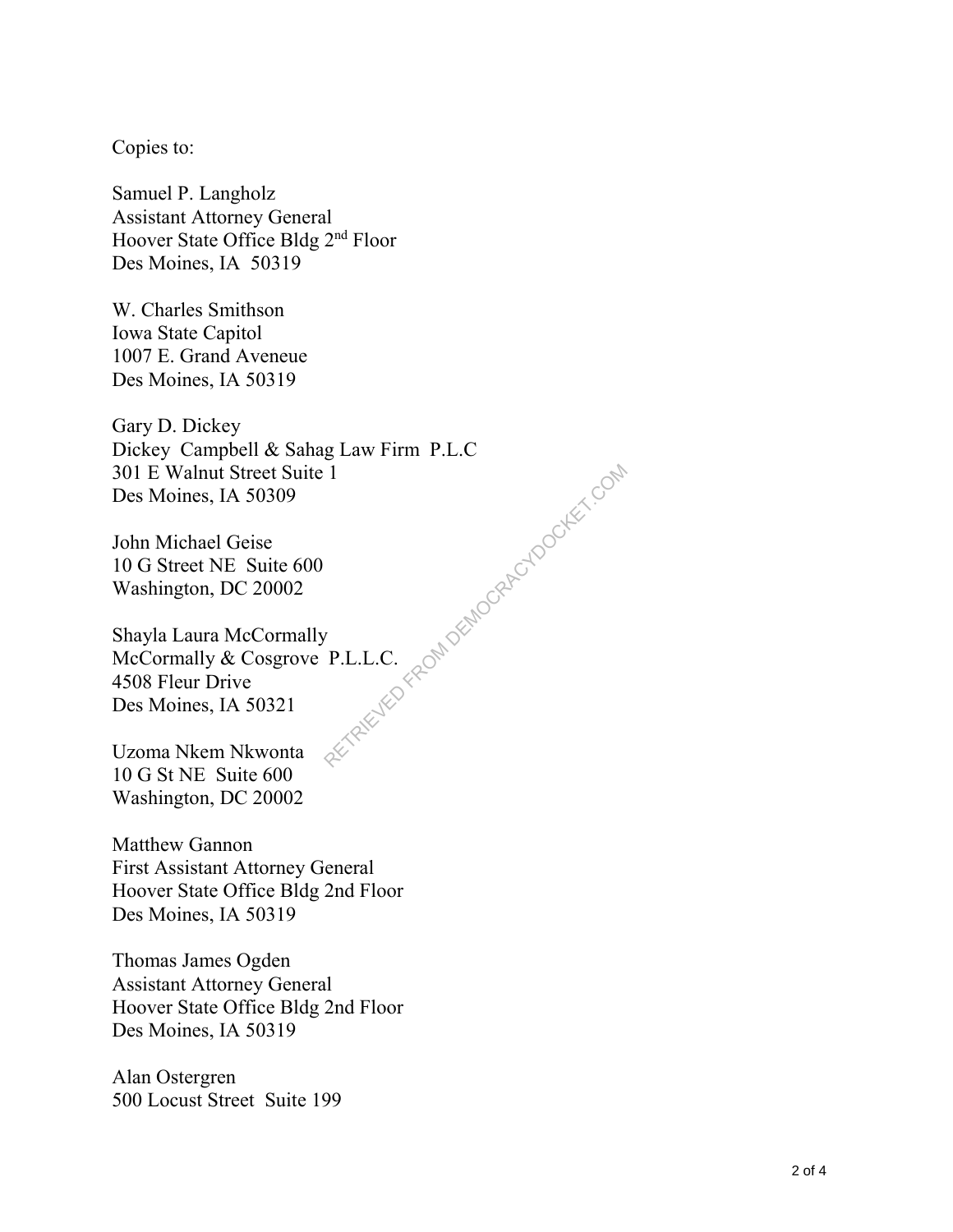Copies to:

Samuel P. Langholz
Assistant Attorney General
Hoover State Office Bldg 2nd Floor
Des Moines, IA 50319

W. Charles Smithson
Iowa State Capitol
1007 E. Grand Aveneue
Des Moines, IA 50319

Gary D. Dickey
Dickey Campbell & Sahag Law Firm P.L.C
301 E Walnut Street Suite 1
Des Moines, IA 50309

John Michael Geise
10 G Street NE Suite 600
Washington, DC 20002

Shayla Laura McCormally
McCormally & Cosgrove P.L.L.C.
4508 Fleur Drive
Des Moines, IA 50321

Uzoma Nkem Nkwonta
10 G St NE Suite 600
Washington, DC 20002

Matthew Gannon
First Assistant Attorney General
Hoover State Office Bldg 2nd Floor
Des Moines, IA 50319

Thomas James Ogden
Assistant Attorney General
Hoover State Office Bldg 2nd Floor
Des Moines, IA 50319

Alan Ostergren
500 Locust Street Suite 199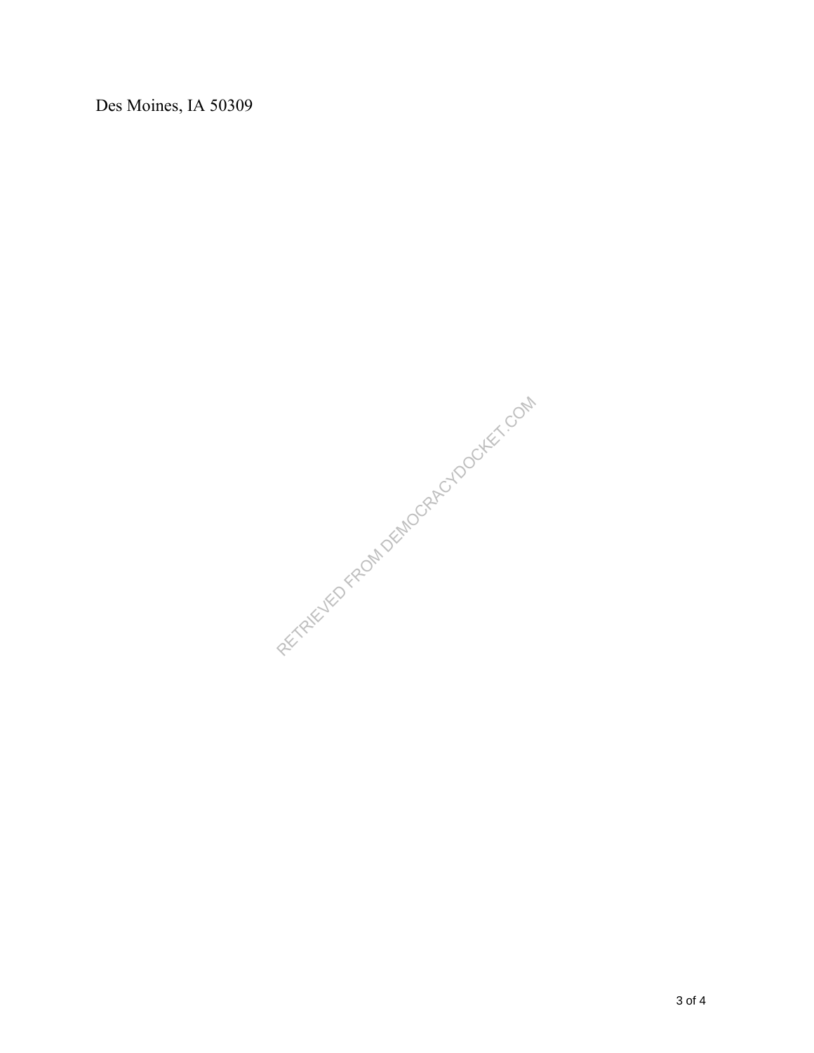Des Moines, IA 50309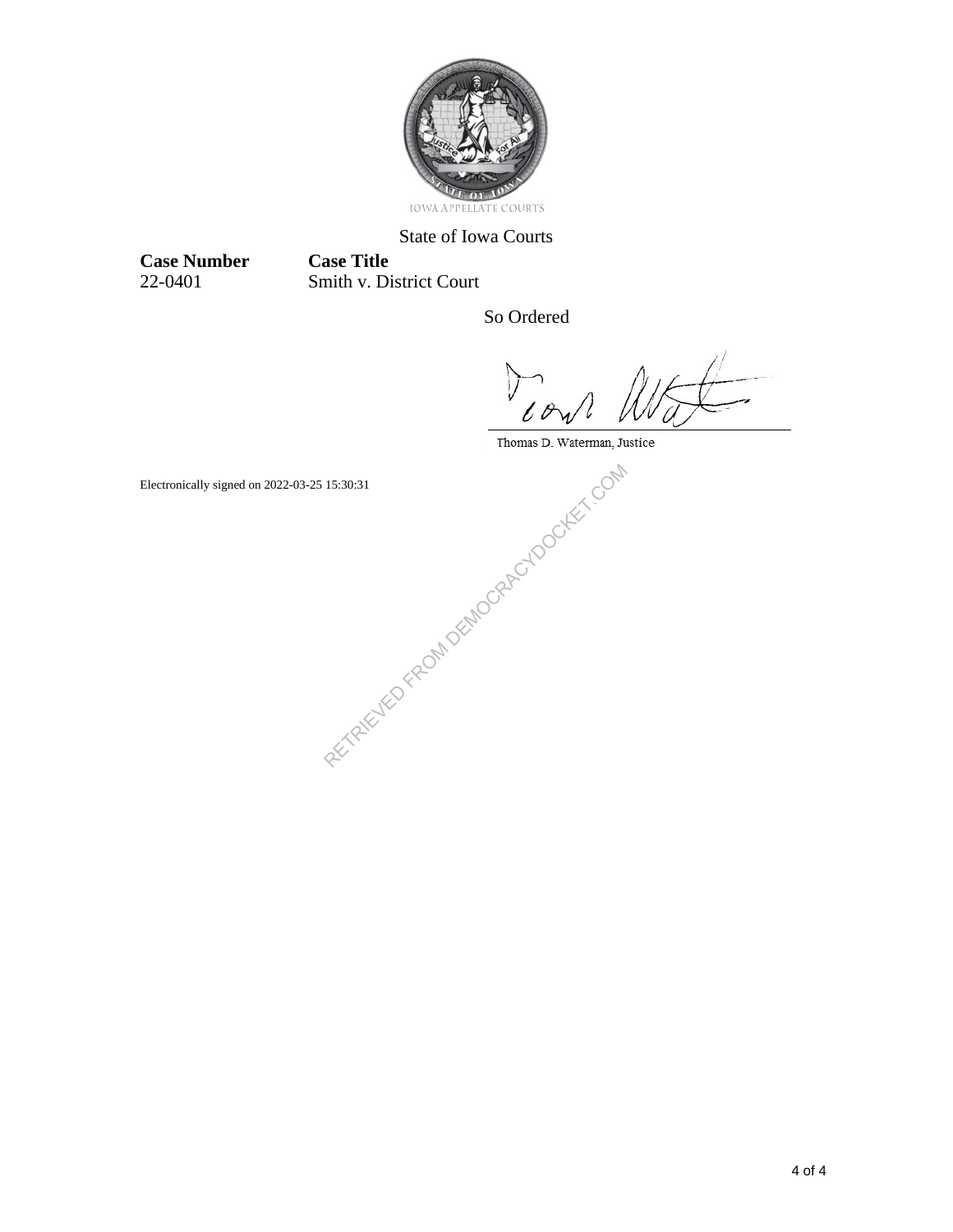IOWA APPELLATE COURTS

State of Iowa Courts

**Case Number**
22-0401

**Case Title**
Smith v. District Court

So Ordered

Thomas D. Waterman, Justice

Electronically signed on 2022-03-25 15:30:31